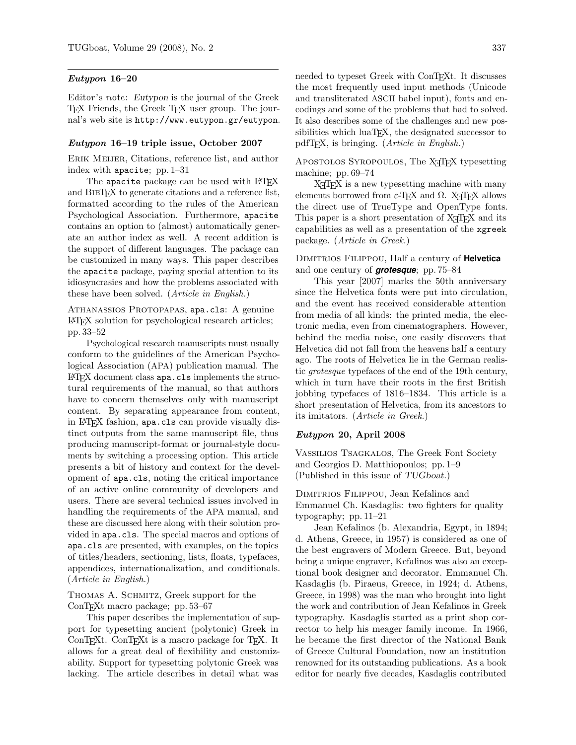## *Eutypon* 16–20

Editor's note: *Eutypon* is the journal of the Greek TeX Friends, the Greek TeX user group. The journal's web site is `http://www.eutypon.gr/eutypon`.

### *Eutypon* 16–19 triple issue, October 2007

Erik Meijer, Citations, reference list, and author index with `apacite`; pp. 1–31

The `apacite` package can be used with LaTeX and BibTeX to generate citations and a reference list, formatted according to the rules of the American Psychological Association. Furthermore, `apacite` contains an option to (almost) automatically generate an author index as well. A recent addition is the support of different languages. The package can be customized in many ways. This paper describes the `apacite` package, paying special attention to its idiosyncrasies and how the problems associated with these have been solved. (*Article in English.*)

Athanassios Protopapas, `apa.cls`: A genuine LaTeX solution for psychological research articles; pp. 33–52

Psychological research manuscripts must usually conform to the guidelines of the American Psychological Association (APA) publication manual. The LaTeX document class `apa.cls` implements the structural requirements of the manual, so that authors have to concern themselves only with manuscript content. By separating appearance from content, in LaTeX fashion, `apa.cls` can provide visually distinct outputs from the same manuscript file, thus producing manuscript-format or journal-style documents by switching a processing option. This article presents a bit of history and context for the development of `apa.cls`, noting the critical importance of an active online community of developers and users. There are several technical issues involved in handling the requirements of the APA manual, and these are discussed here along with their solution provided in `apa.cls`. The special macros and options of `apa.cls` are presented, with examples, on the topics of titles/headers, sectioning, lists, floats, typefaces, appendices, internationalization, and conditionals. (*Article in English.*)

Thomas A. Schmitz, Greek support for the ConTeXt macro package; pp. 53–67

This paper describes the implementation of support for typesetting ancient (polytonic) Greek in ConTeXt. ConTeXt is a macro package for TeX. It allows for a great deal of flexibility and customizability. Support for typesetting polytonic Greek was lacking. The article describes in detail what was needed to typeset Greek with ConTeXt. It discusses the most frequently used input methods (Unicode and transliterated ASCII babel input), fonts and encodings and some of the problems that had to solved. It also describes some of the challenges and new possibilities which luaTeX, the designated successor to pdfTeX, is bringing. (*Article in English.*)

Apostolos Syropoulos, The XeTeX typesetting machine; pp. 69–74

XeTeX is a new typesetting machine with many elements borrowed from $\varepsilon$-TeX and $\Omega$. XeTeX allows the direct use of TrueType and OpenType fonts. This paper is a short presentation of XeTeX and its capabilities as well as a presentation of the `xgreek` package. (*Article in Greek.*)

Dimitrios Filippou, Half a century of **Helvetica** and one century of ***grotesque***; pp. 75–84

This year [2007] marks the 50th anniversary since the Helvetica fonts were put into circulation, and the event has received considerable attention from media of all kinds: the printed media, the electronic media, even from cinematographers. However, behind the media noise, one easily discovers that Helvetica did not fall from the heavens half a century ago. The roots of Helvetica lie in the German realistic *grotesque* typefaces of the end of the 19th century, which in turn have their roots in the first British jobbing typefaces of 1816–1834. This article is a short presentation of Helvetica, from its ancestors to its imitators. (*Article in Greek.*)

### *Eutypon* 20, April 2008

Vassilios Tsagkalos, The Greek Font Society and Georgios D. Matthiopoulos; pp. 1–9
(Published in this issue of *TUGboat*.)

Dimitrios Filippou, Jean Kefalinos and Emmanuel Ch. Kasdaglis: two fighters for quality typography; pp. 11–21

Jean Kefalinos (b. Alexandria, Egypt, in 1894; d. Athens, Greece, in 1957) is considered as one of the best engravers of Modern Greece. But, beyond being a unique engraver, Kefalinos was also an exceptional book designer and decorator. Emmanuel Ch. Kasdaglis (b. Piraeus, Greece, in 1924; d. Athens, Greece, in 1998) was the man who brought into light the work and contribution of Jean Kefalinos in Greek typography. Kasdaglis started as a print shop corrector to help his meager family income. In 1966, he became the first director of the National Bank of Greece Cultural Foundation, now an institution renowned for its outstanding publications. As a book editor for nearly five decades, Kasdaglis contributed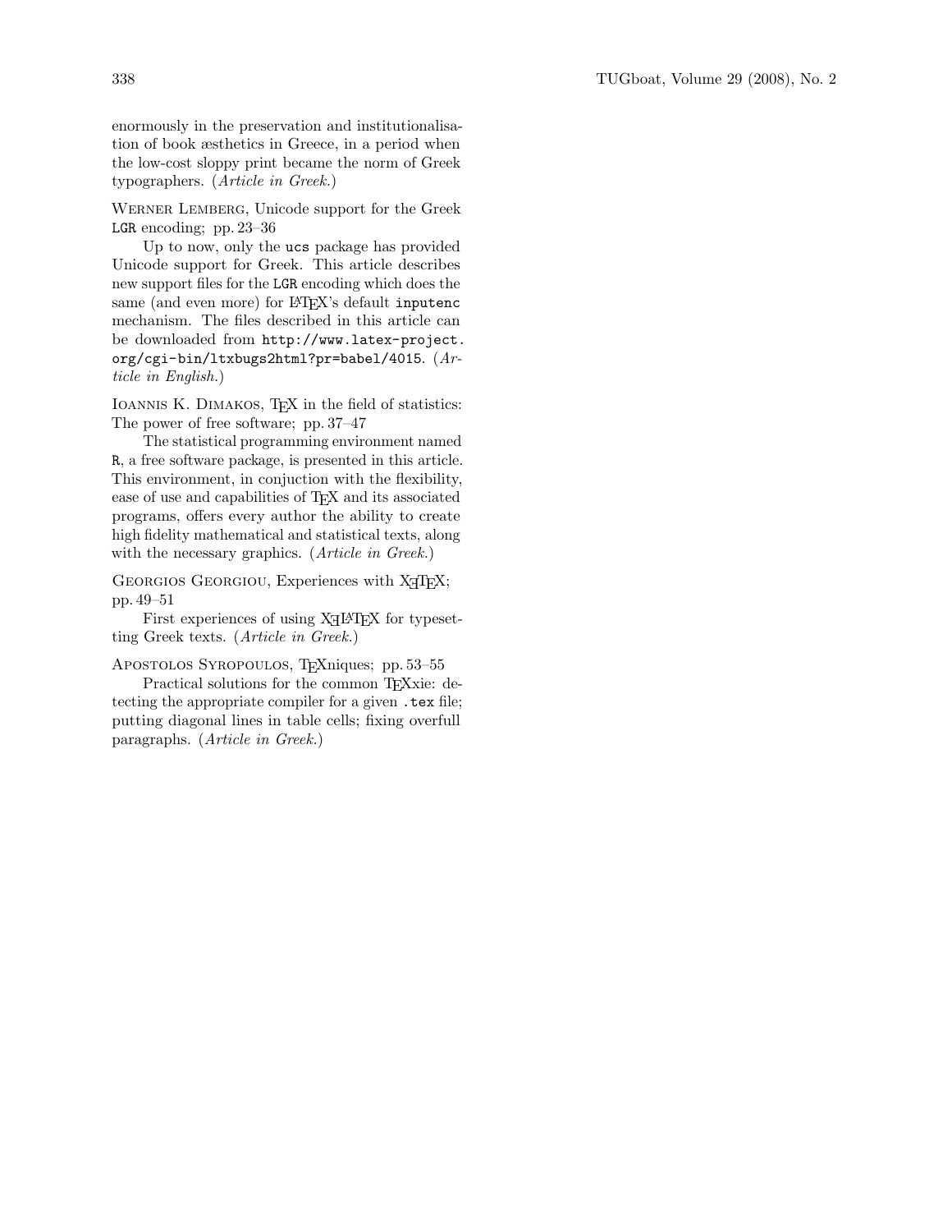enormously in the preservation and institutionalisation of book æsthetics in Greece, in a period when the low-cost sloppy print became the norm of Greek typographers. (*Article in Greek.*)

Werner Lemberg, Unicode support for the Greek LGR encoding; pp. 23–36

Up to now, only the `ucs` package has provided Unicode support for Greek. This article describes new support files for the LGR encoding which does the same (and even more) for LaTeX's default `inputenc` mechanism. The files described in this article can be downloaded from `http://www.latex-project.org/cgi-bin/ltxbugs2html?pr=babel/4015`. (*Article in English.*)

Ioannis K. Dimakos, TeX in the field of statistics: The power of free software; pp. 37–47

The statistical programming environment named R, a free software package, is presented in this article. This environment, in conjuction with the flexibility, ease of use and capabilities of TeX and its associated programs, offers every author the ability to create high fidelity mathematical and statistical texts, along with the necessary graphics. (*Article in Greek.*)

Georgios Georgiou, Experiences with XeTeX; pp. 49–51

First experiences of using XeLaTeX for typesetting Greek texts. (*Article in Greek.*)

Apostolos Syropoulos, TeXniques; pp. 53–55

Practical solutions for the common TeXxie: detecting the appropriate compiler for a given `.tex` file; putting diagonal lines in table cells; fixing overfull paragraphs. (*Article in Greek.*)